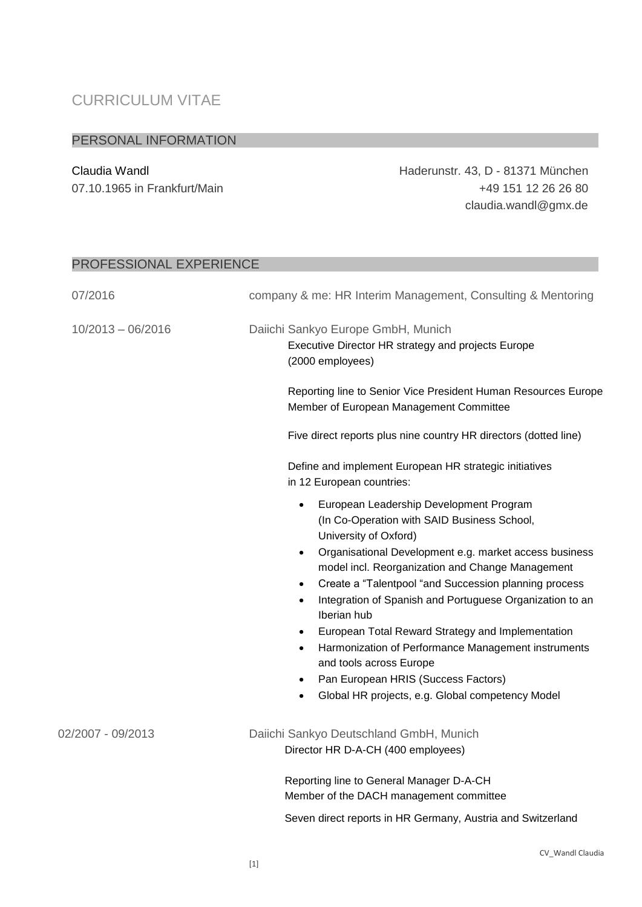# CURRICULUM VITAE

## PERSONAL INFORMATION

Claudia Wandl
07.10.1965 in Frankfurt/Main

Haderunstr. 43, D - 81371 München
+49 151 12 26 26 80
claudia.wandl@gmx.de

## PROFESSIONAL EXPERIENCE

**07/2016**

company & me: HR Interim Management, Consulting & Mentoring

**10/2013 – 06/2016**

Daiichi Sankyo Europe GmbH, Munich
Executive Director HR strategy and projects Europe
(2000 employees)

Reporting line to Senior Vice President Human Resources Europe
Member of European Management Committee

Five direct reports plus nine country HR directors (dotted line)

Define and implement European HR strategic initiatives
in 12 European countries:

- European Leadership Development Program (In Co-Operation with SAID Business School, University of Oxford)
- Organisational Development e.g. market access business model incl. Reorganization and Change Management
- Create a "Talentpool "and Succession planning process
- Integration of Spanish and Portuguese Organization to an Iberian hub
- European Total Reward Strategy and Implementation
- Harmonization of Performance Management instruments and tools across Europe
- Pan European HRIS (Success Factors)
- Global HR projects, e.g. Global competency Model

**02/2007 - 09/2013**

Daiichi Sankyo Deutschland GmbH, Munich
Director HR D-A-CH (400 employees)

Reporting line to General Manager D-A-CH
Member of the DACH management committee

Seven direct reports in HR Germany, Austria and Switzerland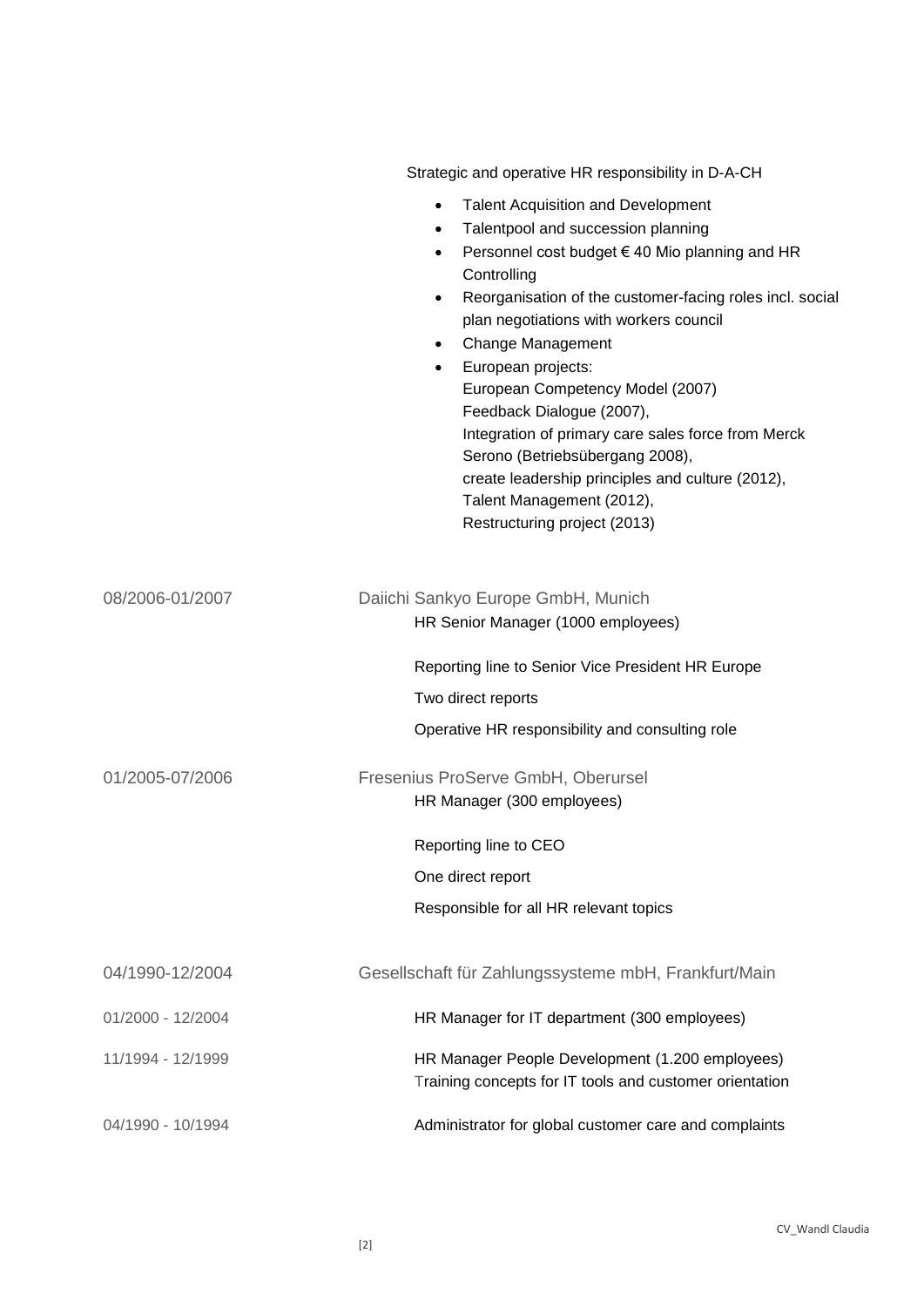Strategic and operative HR responsibility in D-A-CH

- Talent Acquisition and Development
- Talentpool and succession planning
- Personnel cost budget € 40 Mio planning and HR Controlling
- Reorganisation of the customer-facing roles incl. social plan negotiations with workers council
- Change Management
- European projects:
  European Competency Model (2007)
  Feedback Dialogue (2007),
  Integration of primary care sales force from Merck Serono (Betriebsübergang 2008),
  create leadership principles and culture (2012),
  Talent Management (2012),
  Restructuring project (2013)

08/2006-01/2007 — Daiichi Sankyo Europe GmbH, Munich

HR Senior Manager (1000 employees)

Reporting line to Senior Vice President HR Europe

Two direct reports

Operative HR responsibility and consulting role

01/2005-07/2006 — Fresenius ProServe GmbH, Oberursel

HR Manager (300 employees)

Reporting line to CEO

One direct report

Responsible for all HR relevant topics

04/1990-12/2004 — Gesellschaft für Zahlungssysteme mbH, Frankfurt/Main

01/2000 - 12/2004 — HR Manager for IT department (300 employees)

11/1994 - 12/1999 — HR Manager People Development (1.200 employees)
Training concepts for IT tools and customer orientation

04/1990 - 10/1994 — Administrator for global customer care and complaints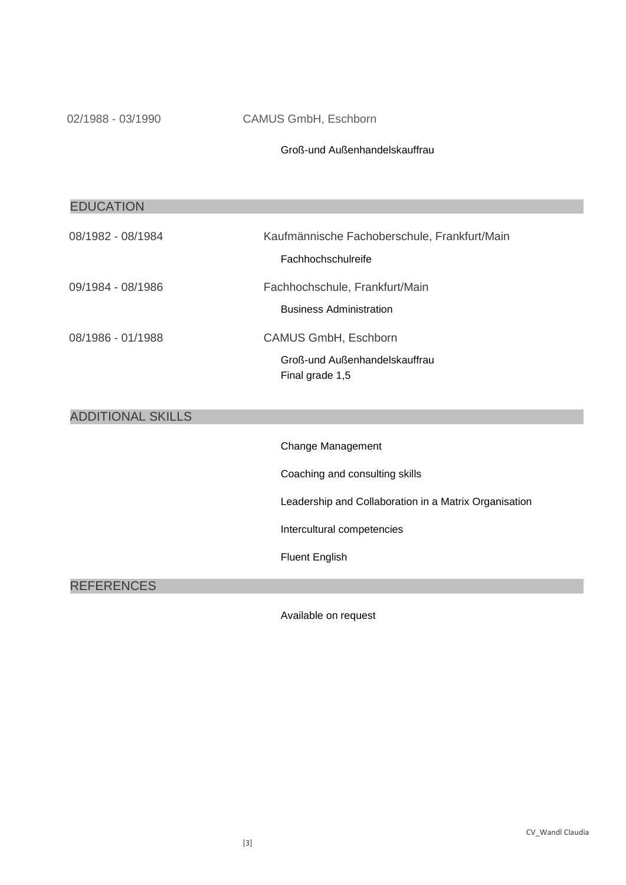02/1988 - 03/1990 CAMUS GmbH, Eschborn

Groß-und Außenhandelskauffrau

## EDUCATION

08/1982 - 08/1984 Kaufmännische Fachoberschule, Frankfurt/Main

Fachhochschulreife

09/1984 - 08/1986 Fachhochschule, Frankfurt/Main

Business Administration

08/1986 - 01/1988 CAMUS GmbH, Eschborn

Groß-und Außenhandelskauffrau
Final grade 1,5

## ADDITIONAL SKILLS

Change Management

Coaching and consulting skills

Leadership and Collaboration in a Matrix Organisation

Intercultural competencies

Fluent English

## REFERENCES

Available on request